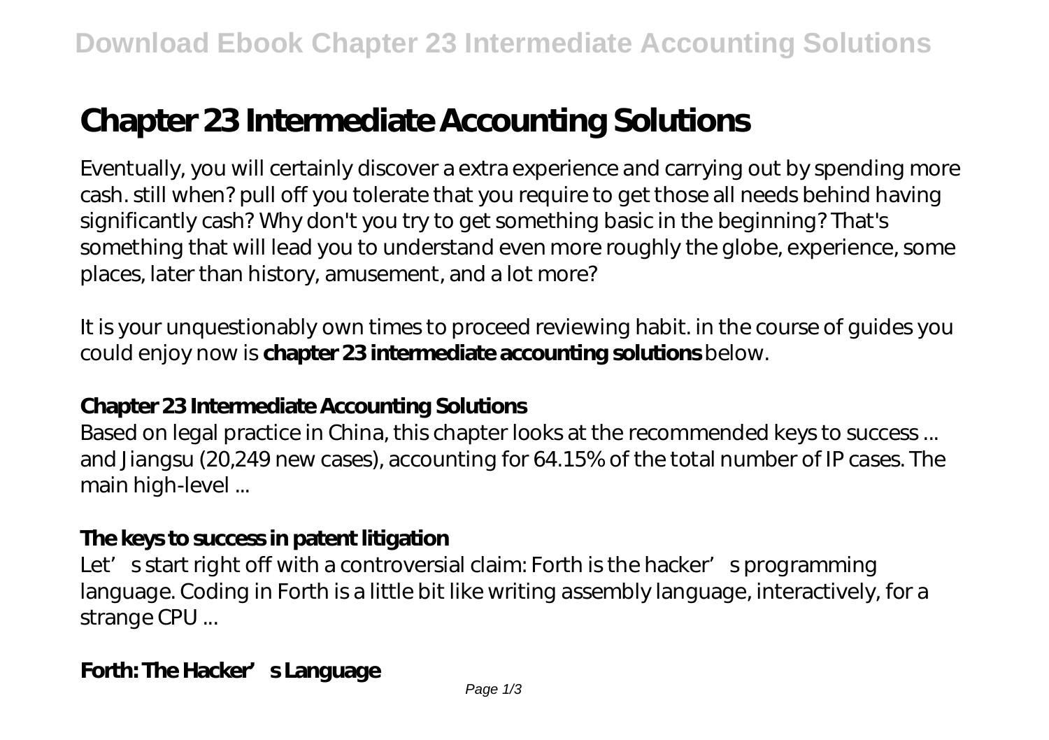# Chapter 23 Intermediate Accounting Solutions

Eventually, you will certainly discover a extra experience and carrying out by spending more cash. still when? pull off you tolerate that you require to get those all needs behind having significantly cash? Why don't you try to get something basic in the beginning? That's something that will lead you to understand even more roughly the globe, experience, some places, later than history, amusement, and a lot more?

It is your unquestionably own times to proceed reviewing habit. in the course of guides you could enjoy now is **chapter 23 intermediate accounting solutions** below.

### Chapter 23 Intermediate Accounting Solutions

Based on legal practice in China, this chapter looks at the recommended keys to success ... and Jiangsu (20,249 new cases), accounting for 64.15% of the total number of IP cases. The main high-level ...

### The keys to success in patent litigation

Let's start right off with a controversial claim: Forth is the hacker's programming language. Coding in Forth is a little bit like writing assembly language, interactively, for a strange CPU ...

### Forth: The Hacker's Language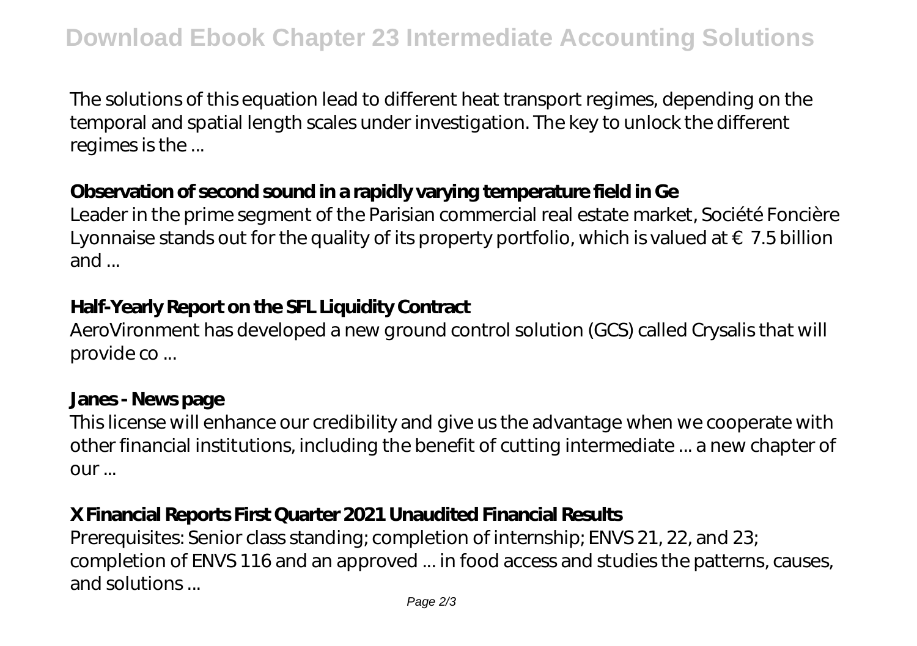The solutions of this equation lead to different heat transport regimes, depending on the temporal and spatial length scales under investigation. The key to unlock the different regimes is the ...

### Observation of second sound in a rapidly varying temperature field in Ge

Leader in the prime segment of the Parisian commercial real estate market, Société Foncière Lyonnaise stands out for the quality of its property portfolio, which is valued at €7.5 billion and ...

### Half-Yearly Report on the SFL Liquidity Contract

AeroVironment has developed a new ground control solution (GCS) called Crysalis that will provide co ...

### Janes - News page

This license will enhance our credibility and give us the advantage when we cooperate with other financial institutions, including the benefit of cutting intermediate ... a new chapter of our ...

### X Financial Reports First Quarter 2021 Unaudited Financial Results

Prerequisites: Senior class standing; completion of internship; ENVS 21, 22, and 23; completion of ENVS 116 and an approved ... in food access and studies the patterns, causes, and solutions ...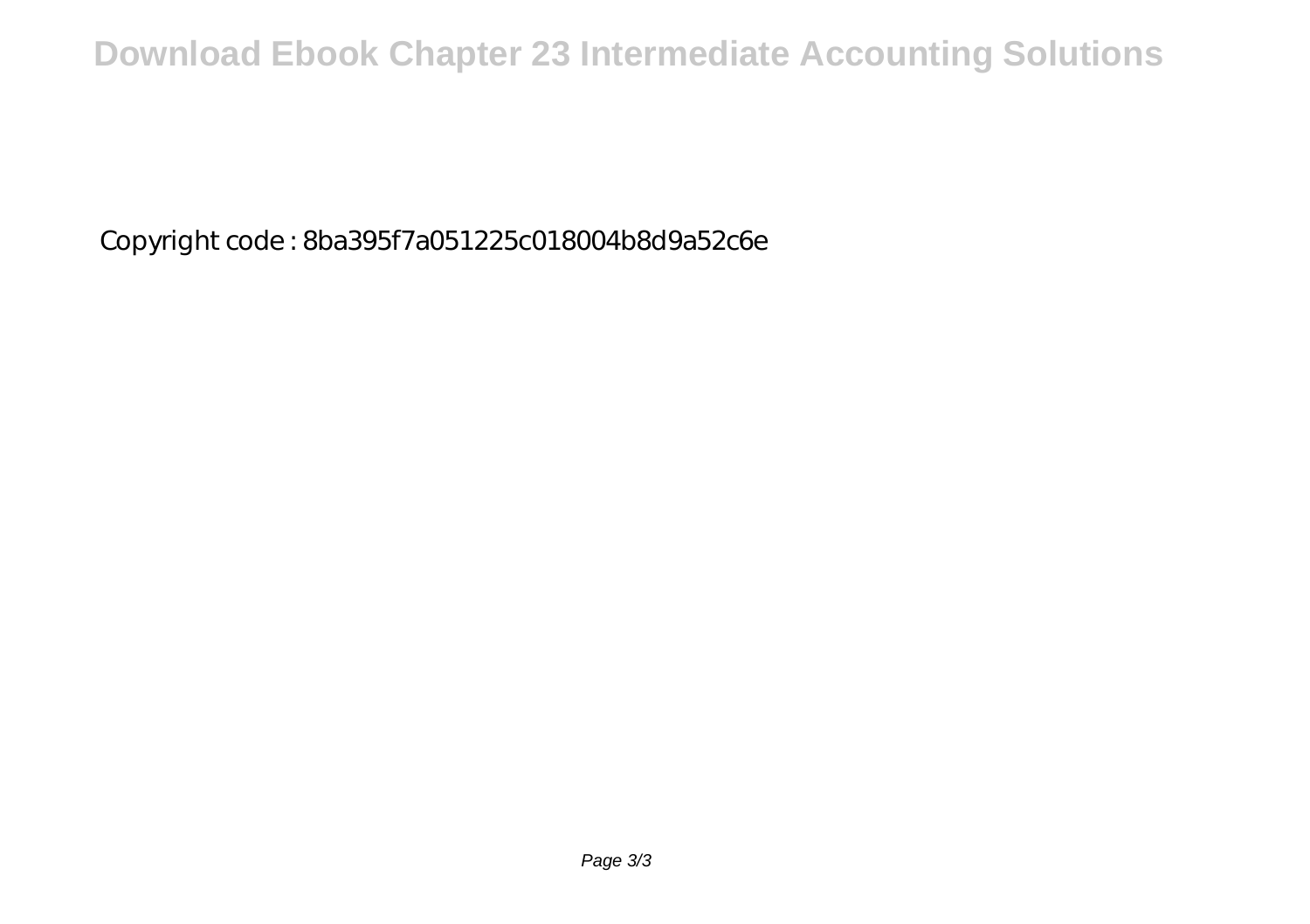Copyright code : 8ba395f7a051225c018004b8d9a52c6e